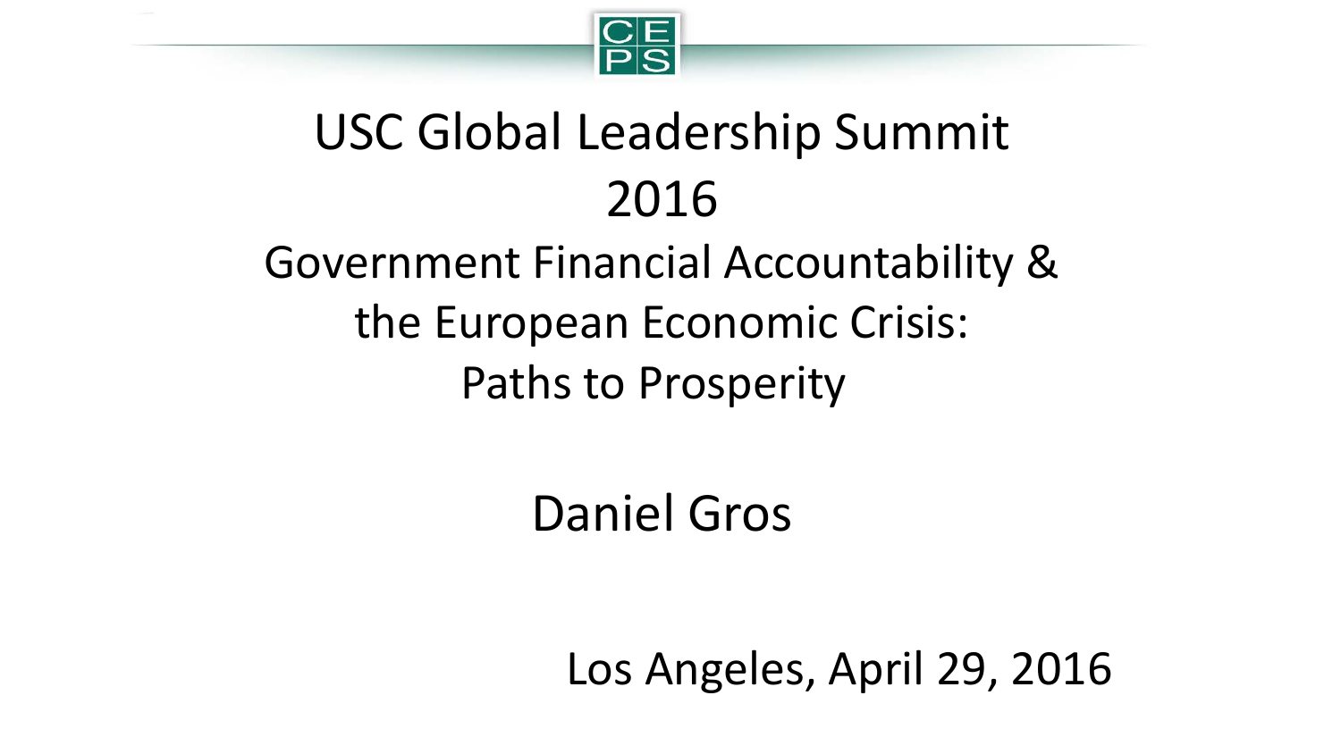CEPS

# USC Global Leadership Summit 2016

## Government Financial Accountability & the European Economic Crisis: Paths to Prosperity

Daniel Gros

Los Angeles, April 29, 2016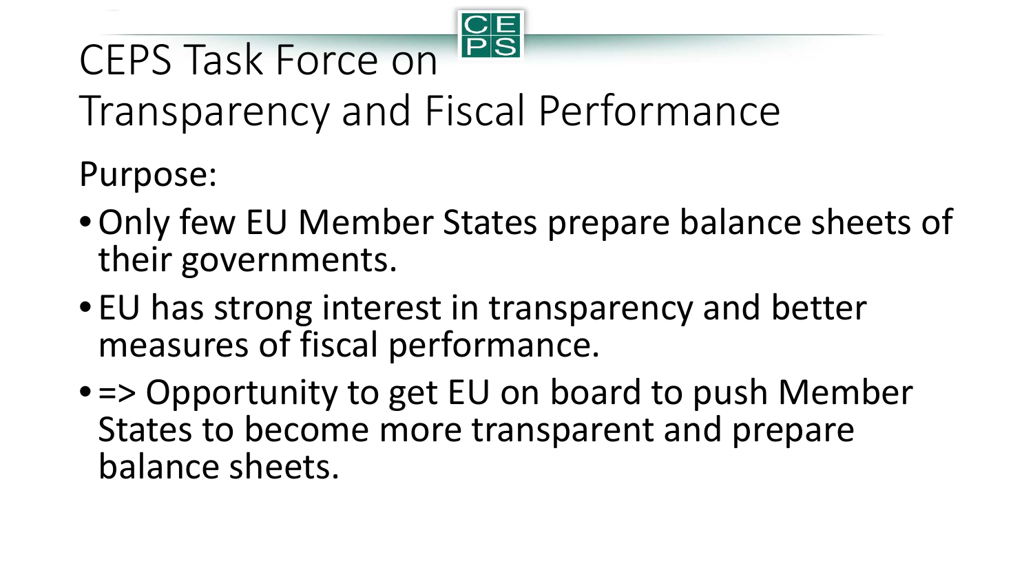# CEPS Task Force on Transparency and Fiscal Performance

Purpose:

- Only few EU Member States prepare balance sheets of their governments.
- EU has strong interest in transparency and better measures of fiscal performance.
- => Opportunity to get EU on board to push Member States to become more transparent and prepare balance sheets.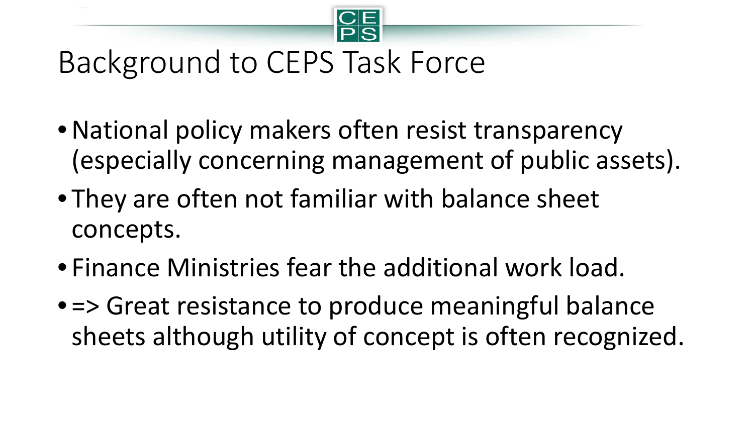# Background to CEPS Task Force

- National policy makers often resist transparency (especially concerning management of public assets).
- They are often not familiar with balance sheet concepts.
- Finance Ministries fear the additional work load.
- => Great resistance to produce meaningful balance sheets although utility of concept is often recognized.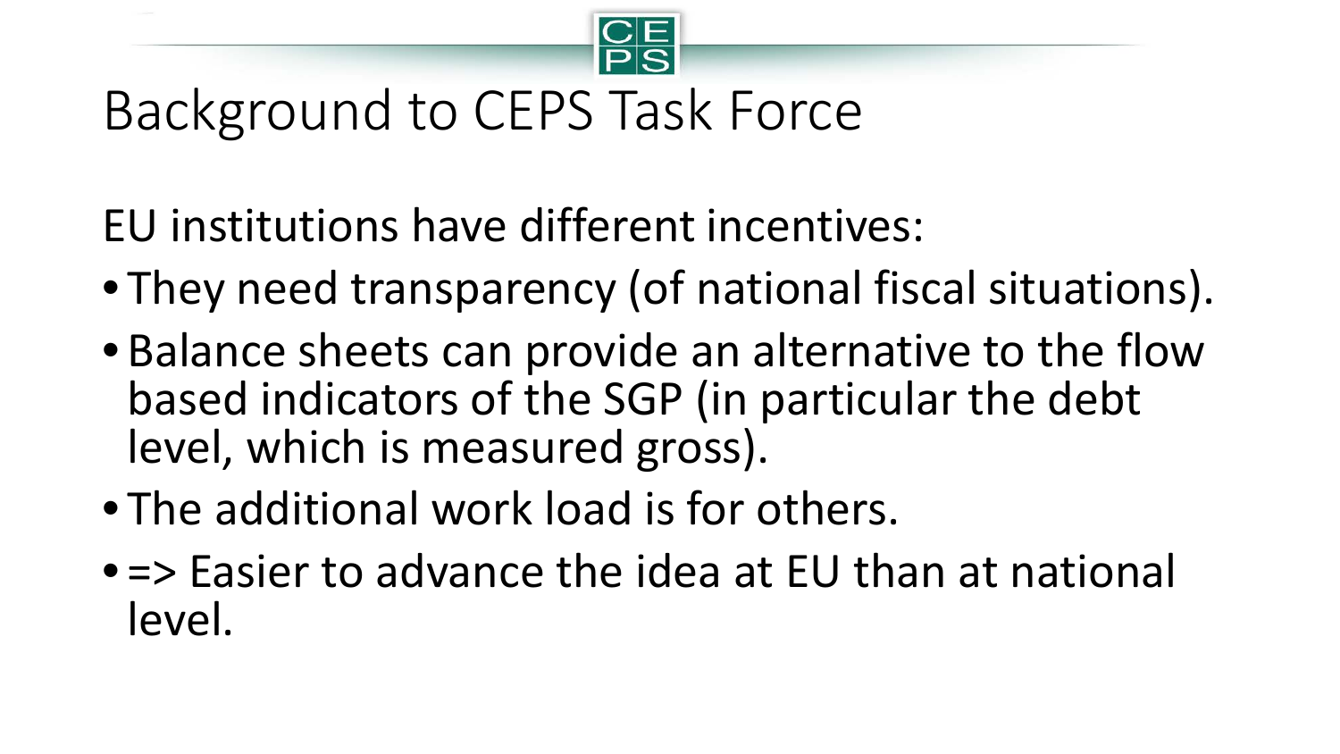# Background to CEPS Task Force

EU institutions have different incentives:

- They need transparency (of national fiscal situations).
- Balance sheets can provide an alternative to the flow based indicators of the SGP (in particular the debt level, which is measured gross).
- The additional work load is for others.
- => Easier to advance the idea at EU than at national level.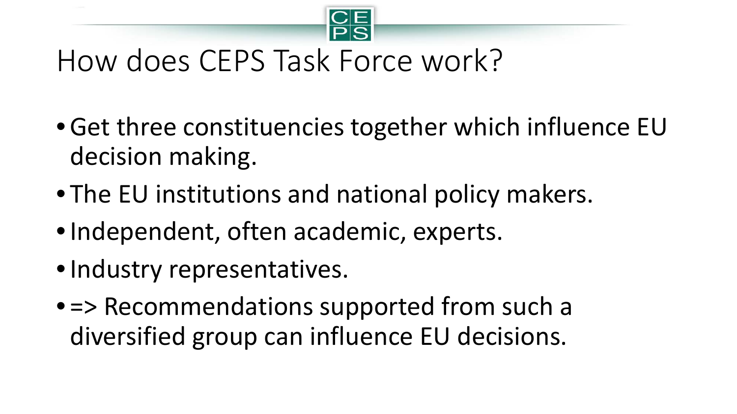# How does CEPS Task Force work?

- Get three constituencies together which influence EU decision making.
- The EU institutions and national policy makers.
- Independent, often academic, experts.
- Industry representatives.
- => Recommendations supported from such a diversified group can influence EU decisions.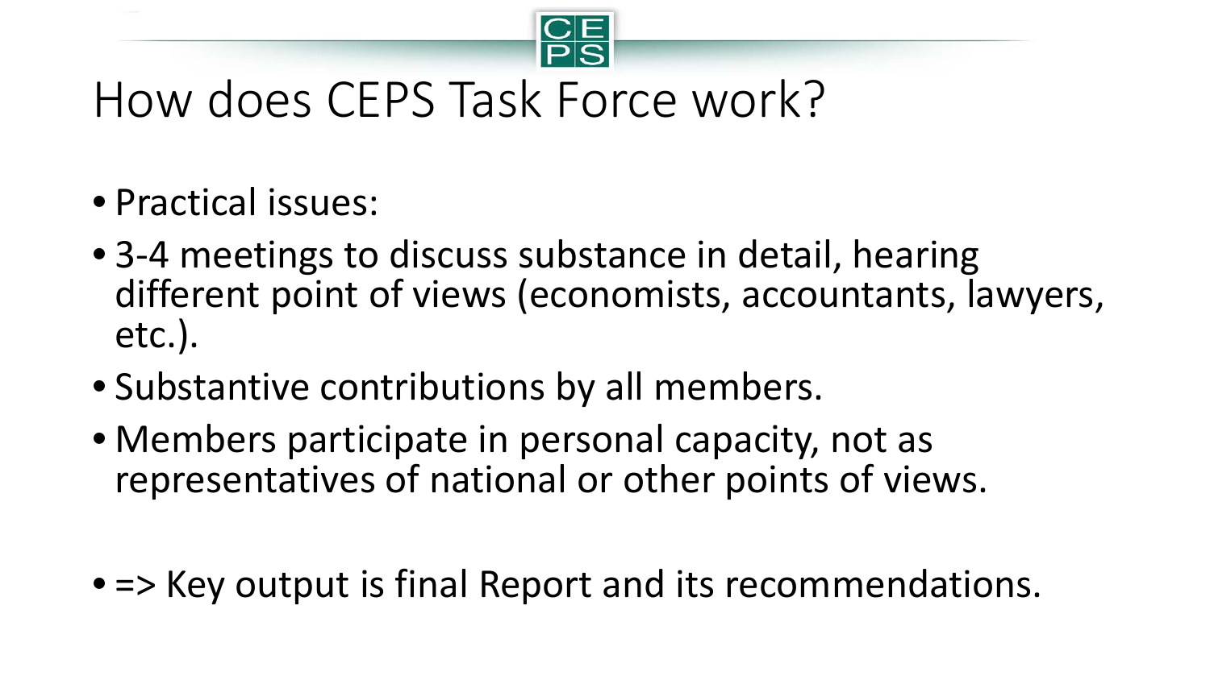# How does CEPS Task Force work?

- Practical issues:
- 3-4 meetings to discuss substance in detail, hearing different point of views (economists, accountants, lawyers, etc.).
- Substantive contributions by all members.
- Members participate in personal capacity, not as representatives of national or other points of views.

- => Key output is final Report and its recommendations.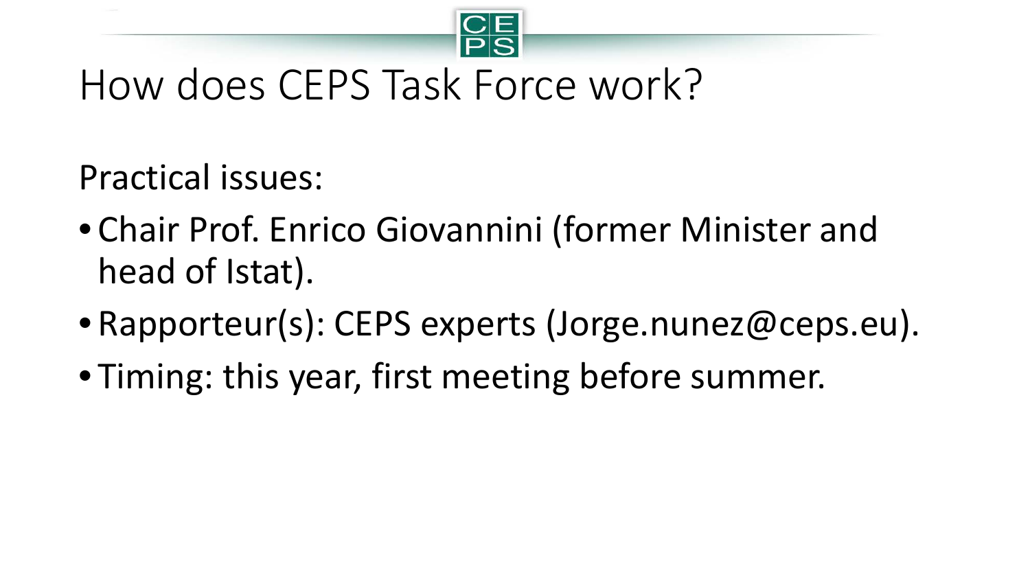# How does CEPS Task Force work?

Practical issues:

- Chair Prof. Enrico Giovannini (former Minister and head of Istat).
- Rapporteur(s): CEPS experts (Jorge.nunez@ceps.eu).
- Timing: this year, first meeting before summer.